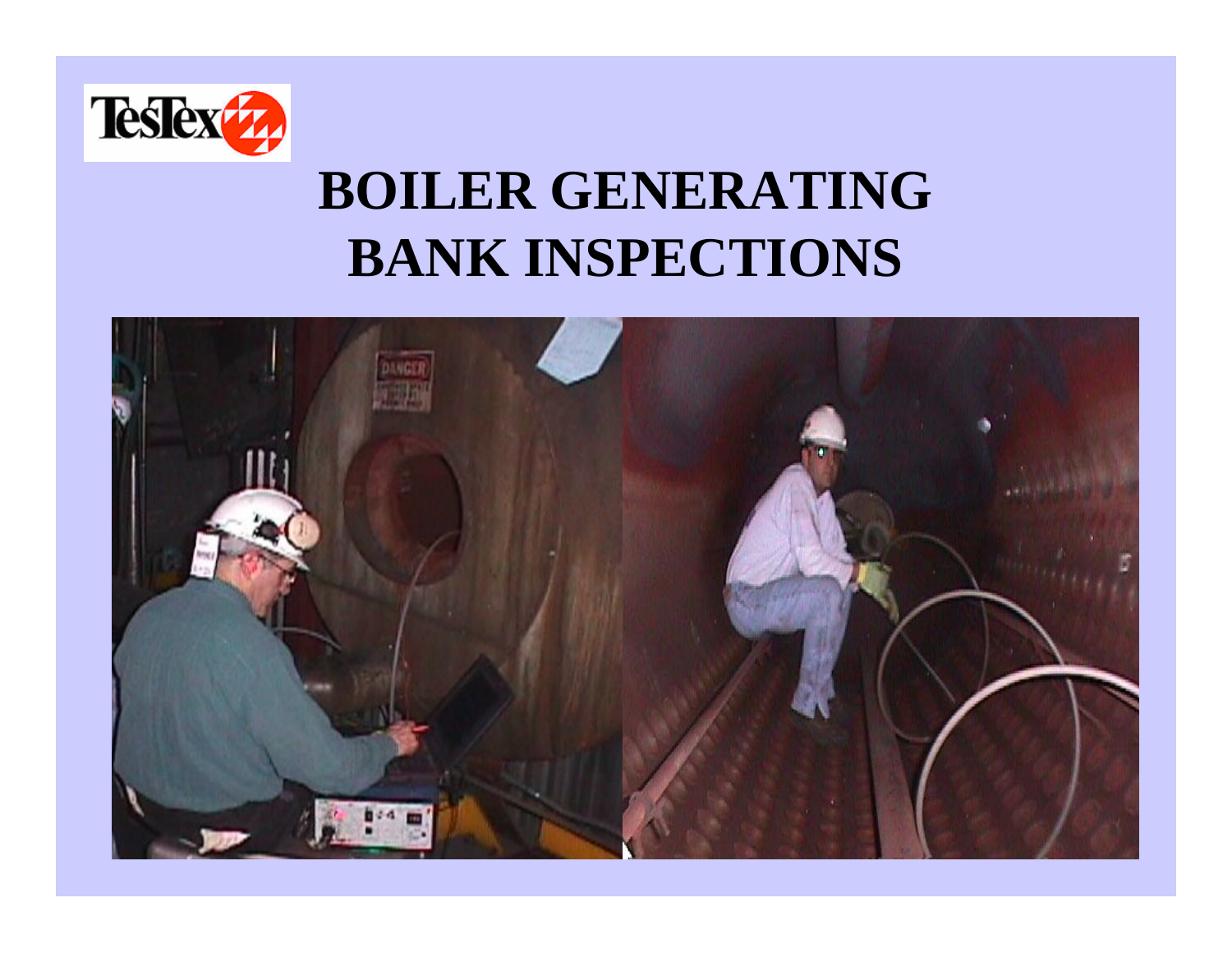# BOILER GENERATING BANK INSPECTIONS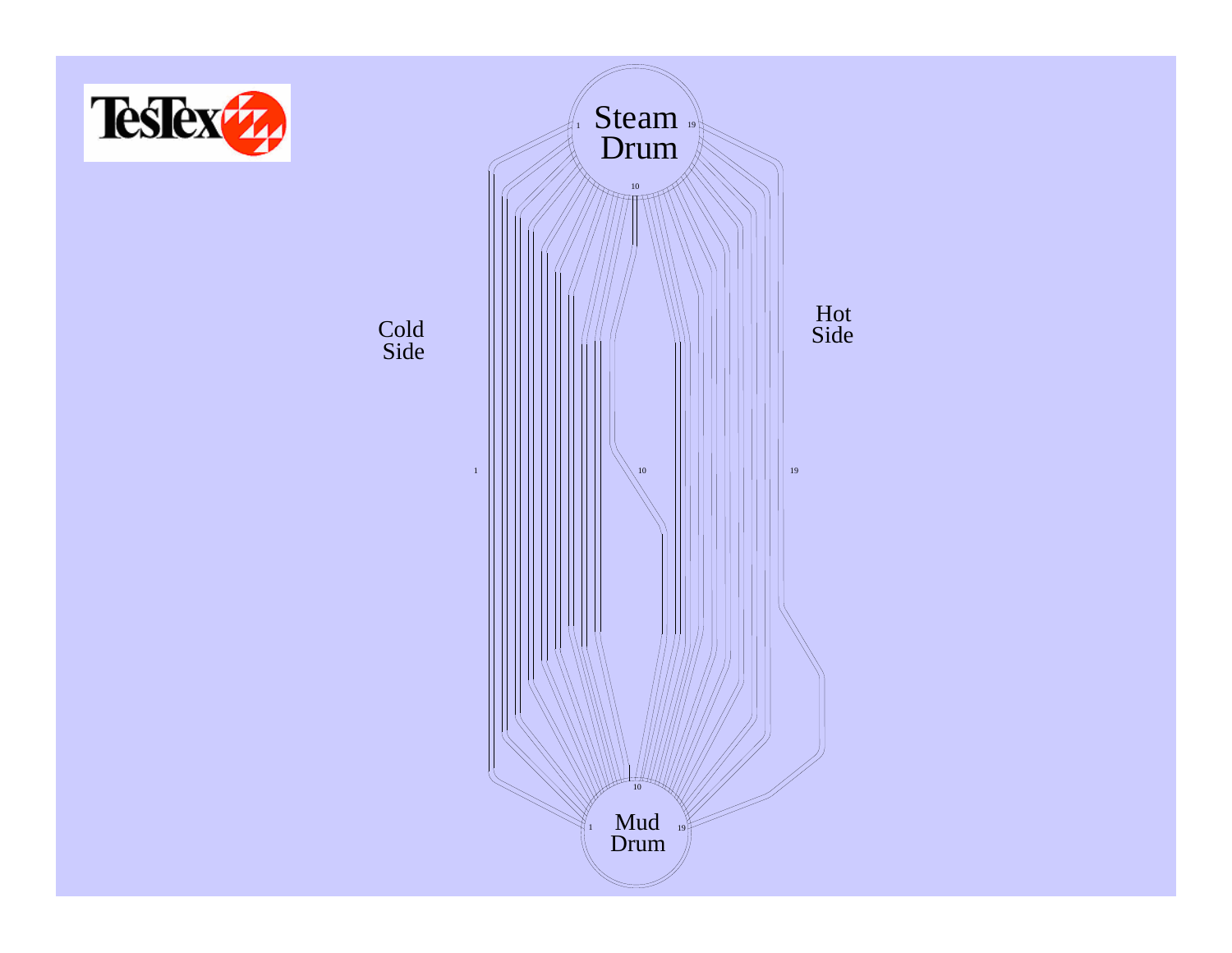Steam Drum

Cold Side

Hot Side

Mud Drum

1

10

19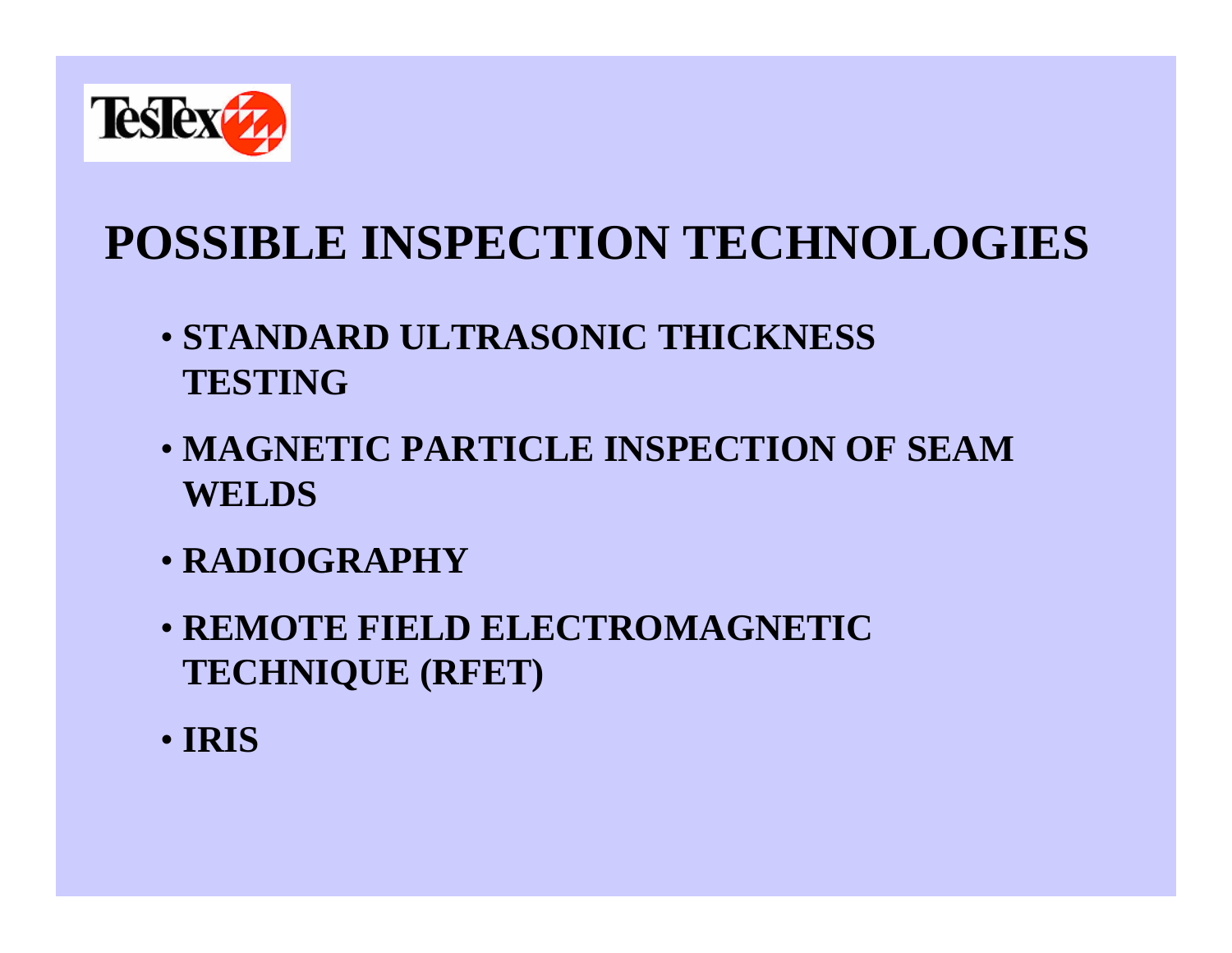# POSSIBLE INSPECTION TECHNOLOGIES

- **STANDARD ULTRASONIC THICKNESS TESTING**
- **MAGNETIC PARTICLE INSPECTION OF SEAM WELDS**
- **RADIOGRAPHY**
- **REMOTE FIELD ELECTROMAGNETIC TECHNIQUE (RFET)**
- **IRIS**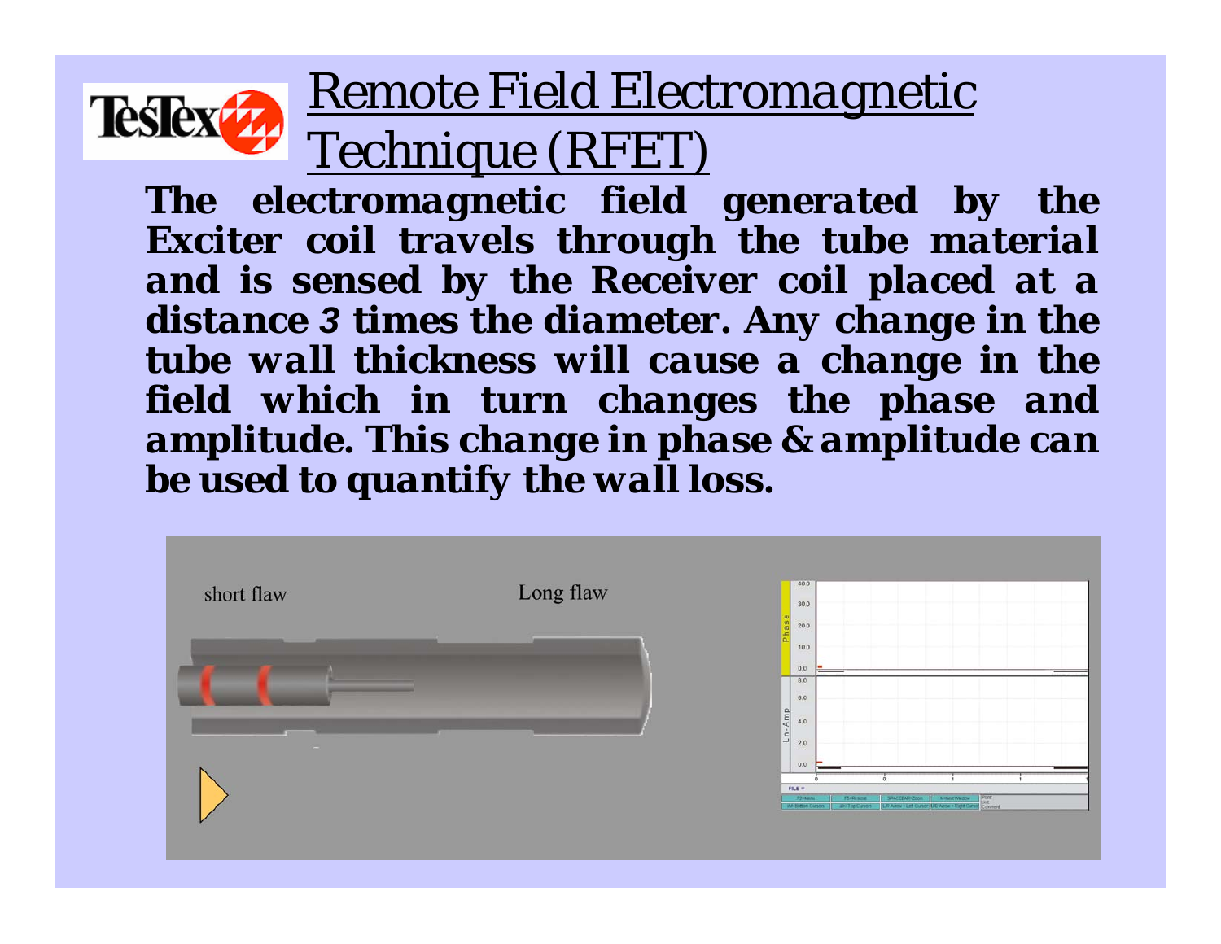# Remote Field Electromagnetic Technique (RFET)

***The electromagnetic field generated by the Exciter coil travels through the tube material and is sensed by the Receiver coil placed at a distance 3 times the diameter. Any change in the tube wall thickness will cause a change in the field which in turn changes the phase and amplitude. This change in phase & amplitude can be used to quantify the wall loss.***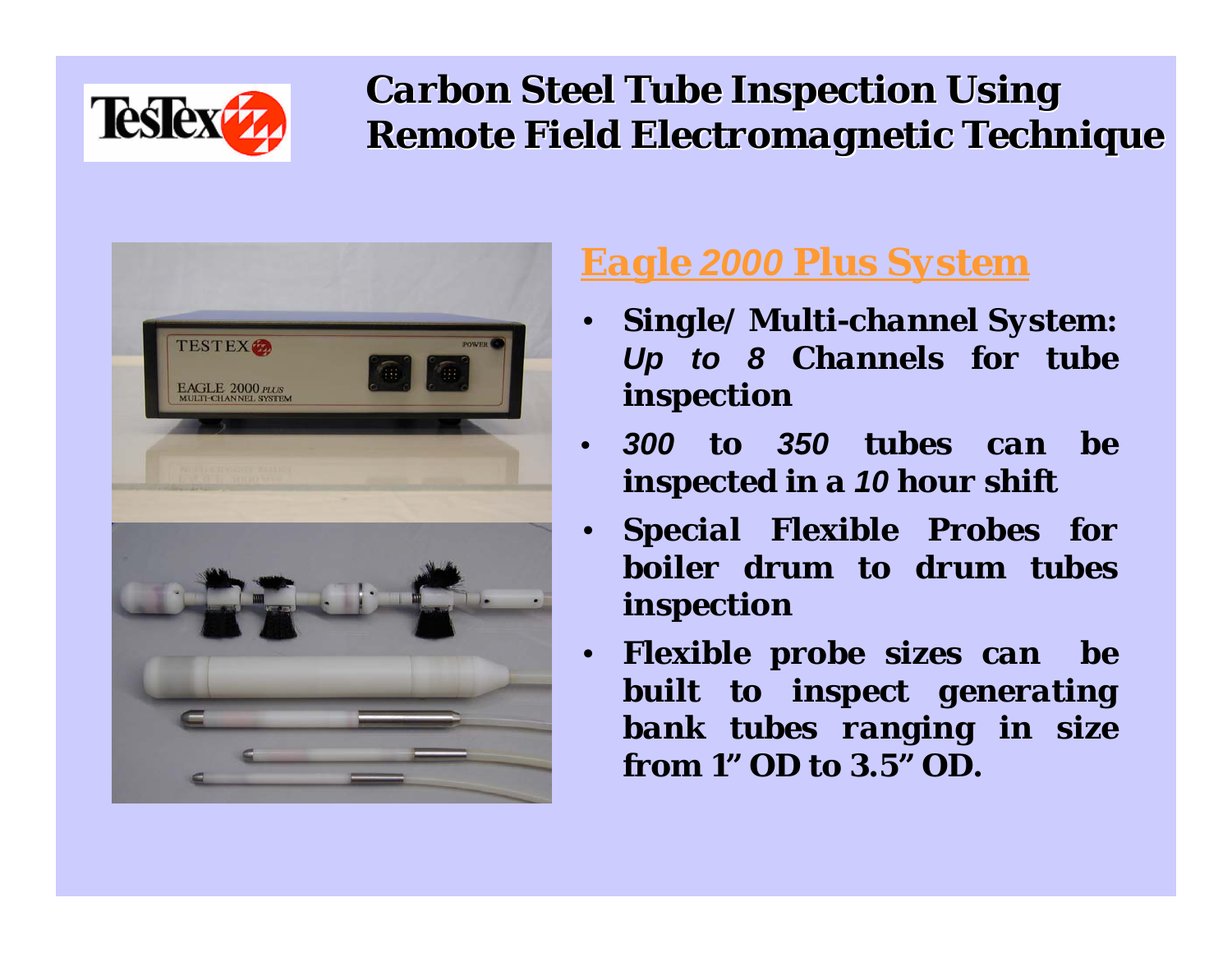# Carbon Steel Tube Inspection Using Remote Field Electromagnetic Technique

## Eagle *2000* Plus System

- **Single/ Multi-channel System: *Up to 8* Channels for tube inspection**
- ***300* to *350* tubes can be inspected in a *10* hour shift**
- **Special Flexible Probes for boiler drum to drum tubes inspection**
- **Flexible probe sizes can be built to inspect generating bank tubes ranging in size from 1" OD to 3.5" OD.**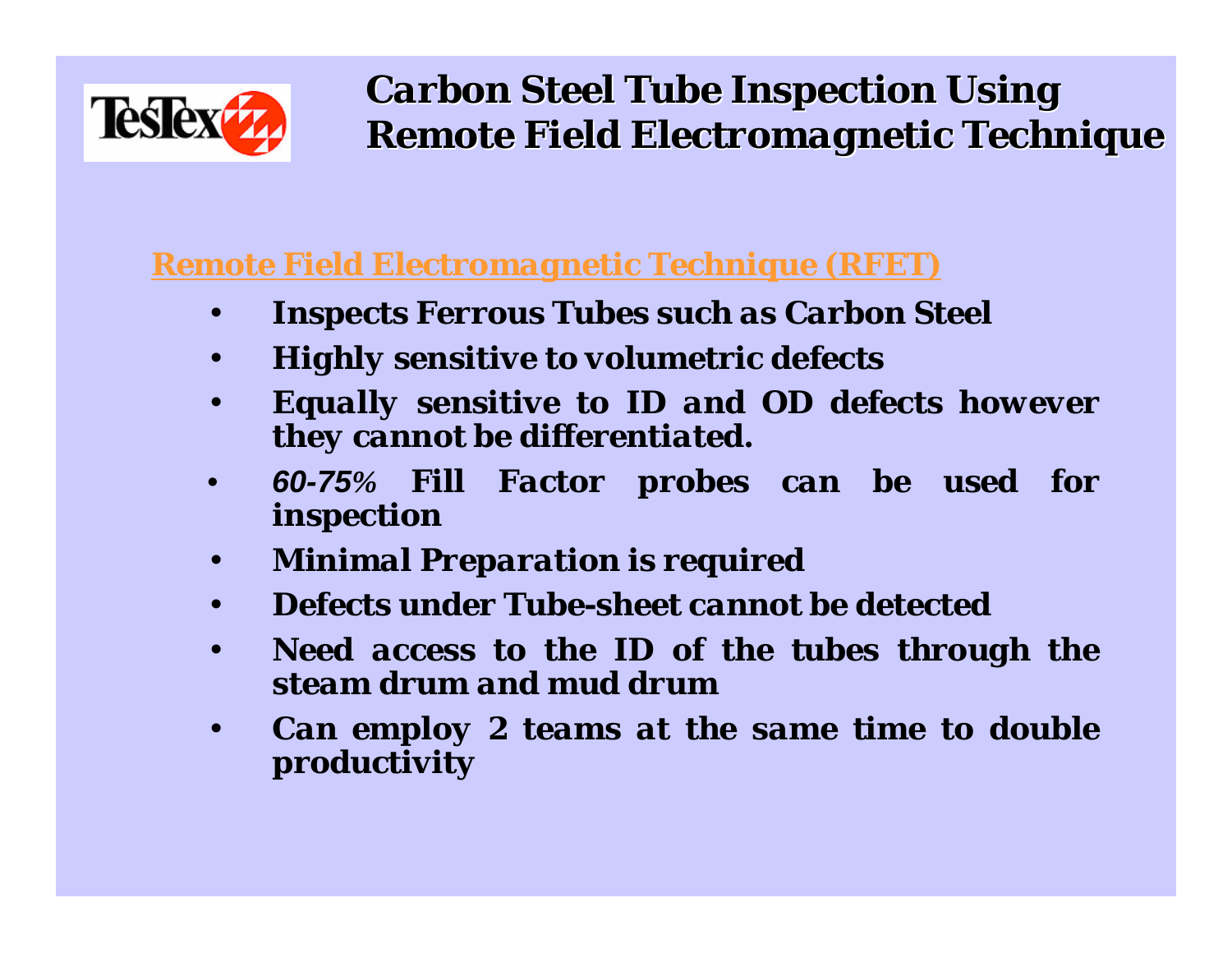# Carbon Steel Tube Inspection Using Remote Field Electromagnetic Technique

## Remote Field Electromagnetic Technique (RFET)

- ***Inspects Ferrous Tubes such as Carbon Steel***
- ***Highly sensitive to volumetric defects***
- ***Equally sensitive to ID and OD defects however they cannot be differentiated.***
- ***60-75% Fill Factor probes can be used for inspection***
- ***Minimal Preparation is required***
- ***Defects under Tube-sheet cannot be detected***
- ***Need access to the ID of the tubes through the steam drum and mud drum***
- ***Can employ 2 teams at the same time to double productivity***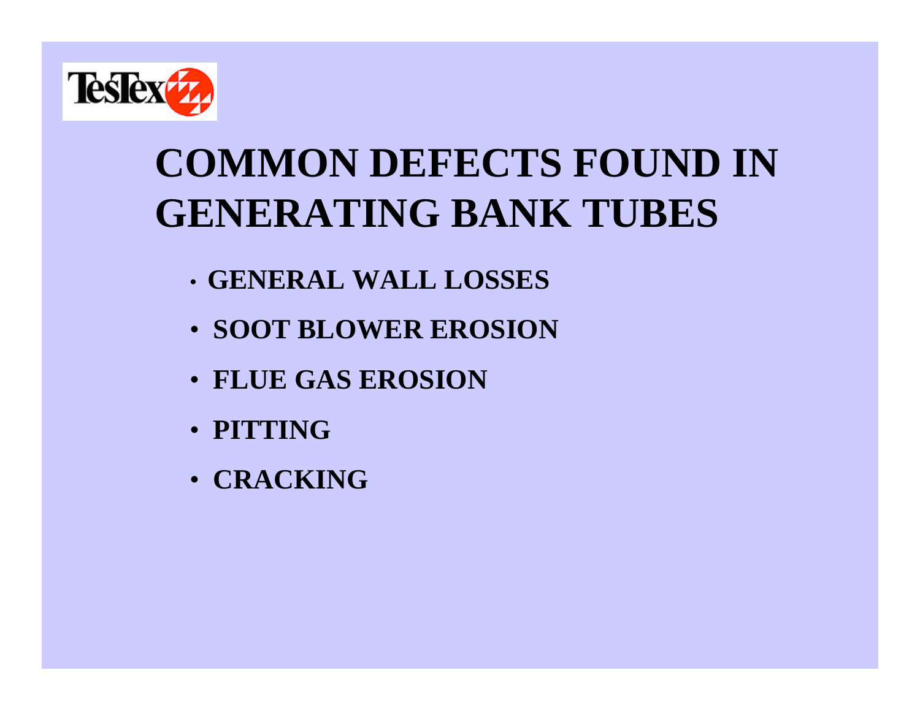# COMMON DEFECTS FOUND IN GENERATING BANK TUBES

- **GENERAL WALL LOSSES**
- **SOOT BLOWER EROSION**
- **FLUE GAS EROSION**
- **PITTING**
- **CRACKING**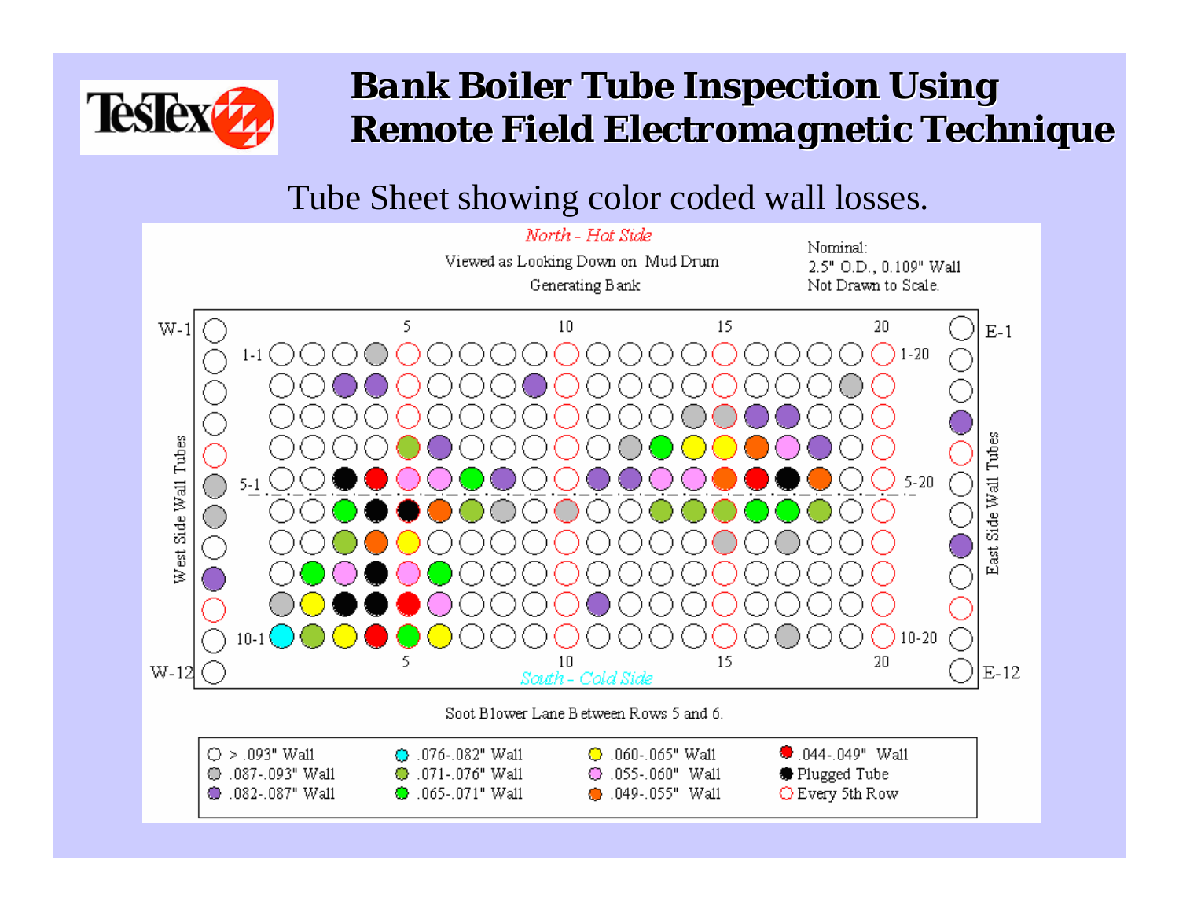# Bank Boiler Tube Inspection Using Remote Field Electromagnetic Technique

Tube Sheet showing color coded wall losses.

*North - Hot Side*

Viewed as Looking Down on Mud Drum

Generating Bank

Nominal:
2.5" O.D., 0.109" Wall
Not Drawn to Scale.

W-1 · W-12 · West Side Wall Tubes

E-1 · E-12 · East Side Wall Tubes

1-1 · 1-20 · 5-1 · 5-20 · 10-1 · 10-20

5 · 10 · 15 · 20

*South - Cold Side*

Soot Blower Lane Between Rows 5 and 6.

| | | | |
|---|---|---|---|
| > .093" Wall | .076-.082" Wall | .060-.065" Wall | .044-.049" Wall |
| .087-.093" Wall | .071-.076" Wall | .055-.060" Wall | Plugged Tube |
| .082-.087" Wall | .065-.071" Wall | .049-.055" Wall | Every 5th Row |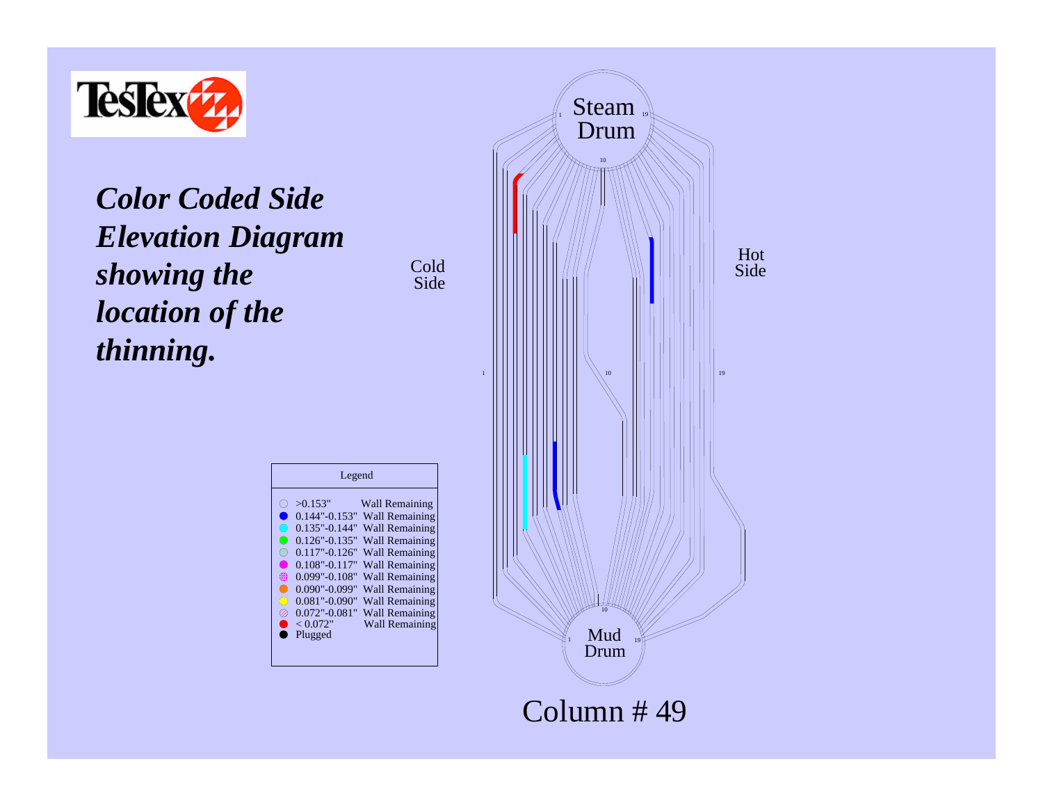# *Color Coded Side Elevation Diagram showing the location of the thinning.*

Cold Side

Hot Side

Steam Drum

Mud Drum

1 &nbsp; 10 &nbsp; 19

| Legend | |
|---|---|
| >0.153" | Wall Remaining |
| 0.144"-0.153" | Wall Remaining |
| 0.135"-0.144" | Wall Remaining |
| 0.126"-0.135" | Wall Remaining |
| 0.117"-0.126" | Wall Remaining |
| 0.108"-0.117" | Wall Remaining |
| 0.099"-0.108" | Wall Remaining |
| 0.090"-0.099" | Wall Remaining |
| 0.081"-0.090" | Wall Remaining |
| 0.072"-0.081" | Wall Remaining |
| < 0.072" | Wall Remaining |
| Plugged | |

Column # 49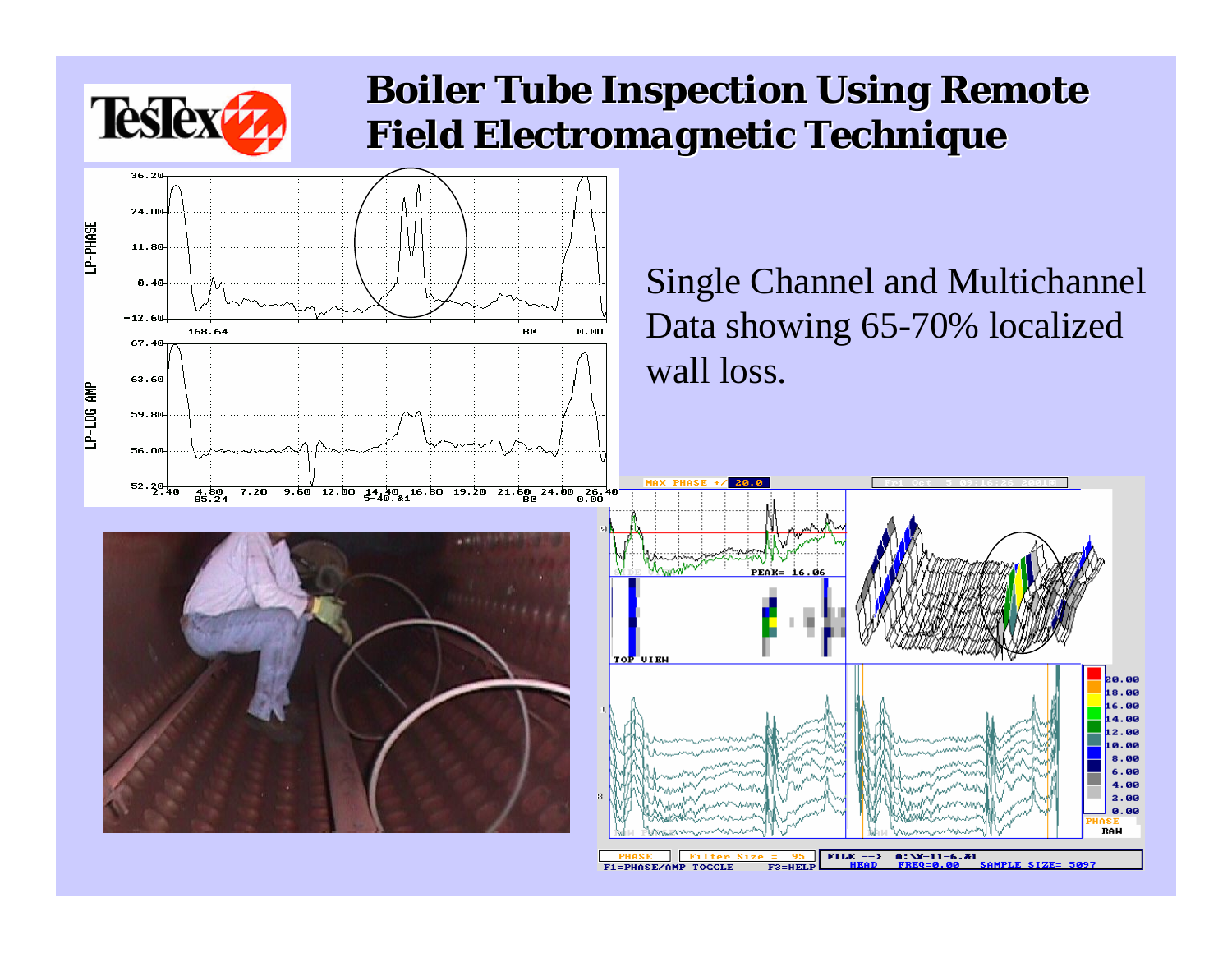# Boiler Tube Inspection Using Remote Field Electromagnetic Technique

Single Channel and Multichannel Data showing 65-70% localized wall loss.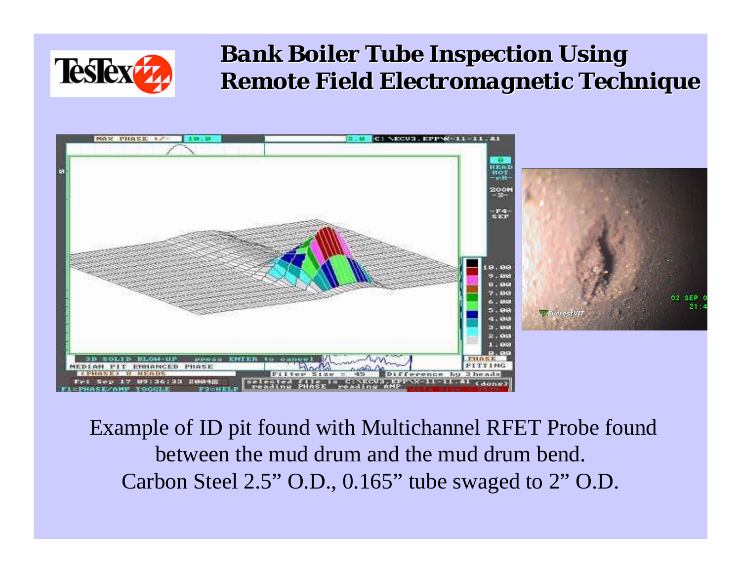# Bank Boiler Tube Inspection Using Remote Field Electromagnetic Technique

Example of ID pit found with Multichannel RFET Probe found between the mud drum and the mud drum bend.
Carbon Steel 2.5" O.D., 0.165" tube swaged to 2" O.D.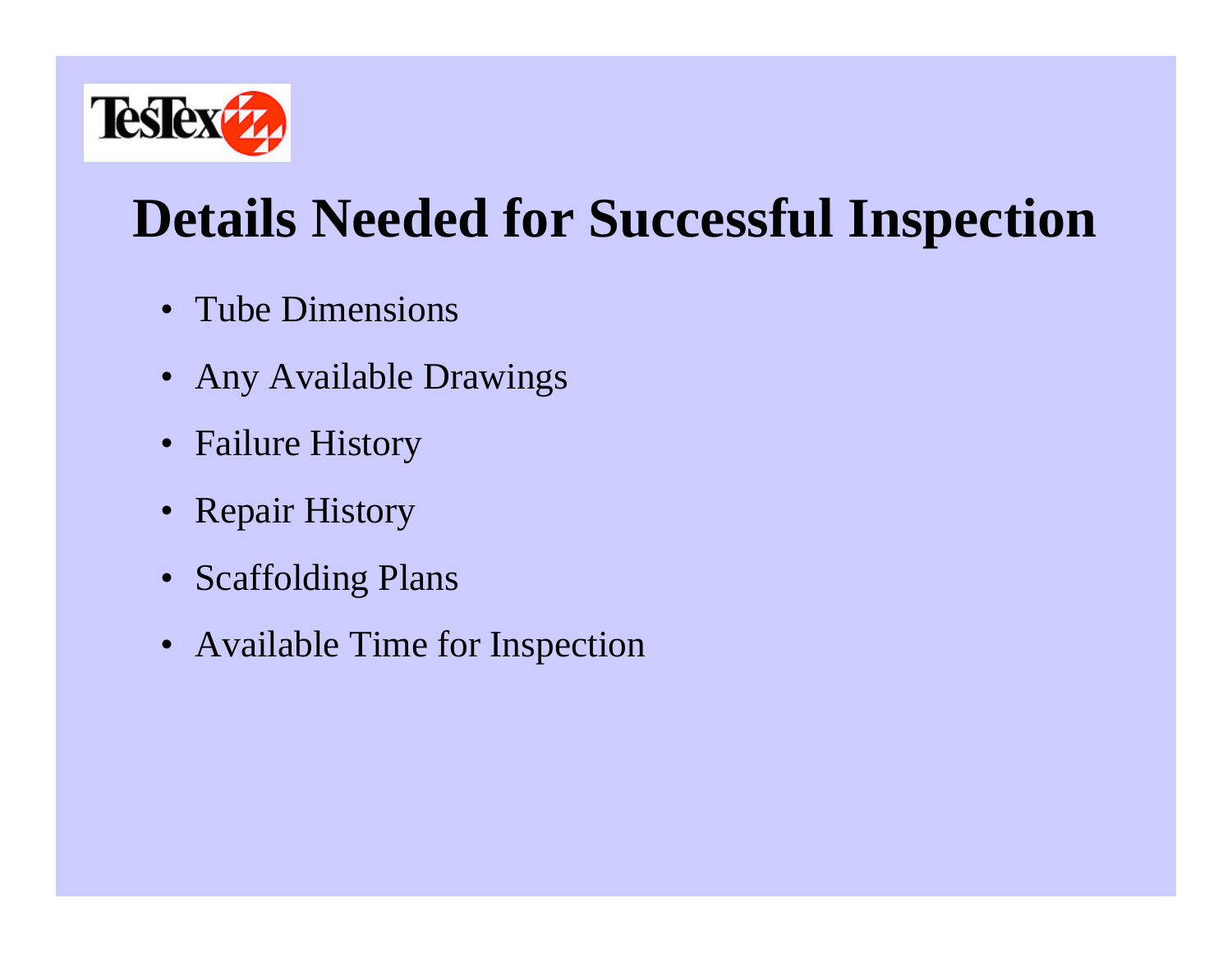# Details Needed for Successful Inspection

- Tube Dimensions
- Any Available Drawings
- Failure History
- Repair History
- Scaffolding Plans
- Available Time for Inspection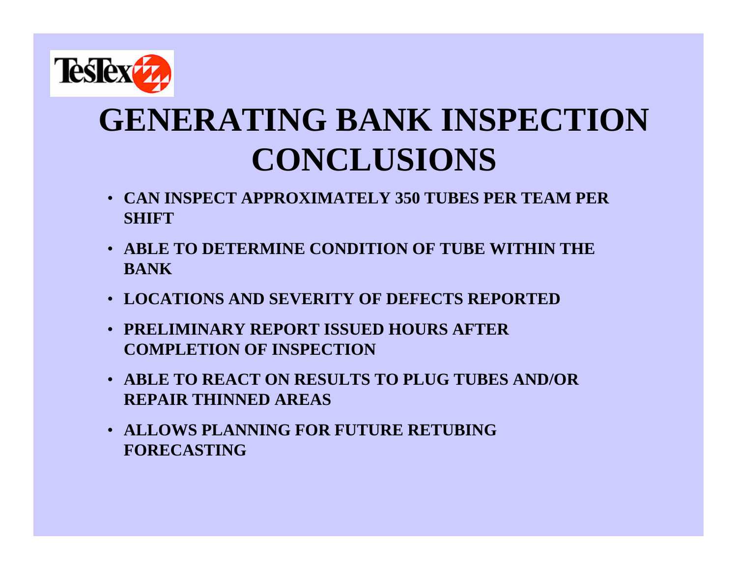# GENERATING BANK INSPECTION CONCLUSIONS

- **CAN INSPECT APPROXIMATELY 350 TUBES PER TEAM PER SHIFT**
- **ABLE TO DETERMINE CONDITION OF TUBE WITHIN THE BANK**
- **LOCATIONS AND SEVERITY OF DEFECTS REPORTED**
- **PRELIMINARY REPORT ISSUED HOURS AFTER COMPLETION OF INSPECTION**
- **ABLE TO REACT ON RESULTS TO PLUG TUBES AND/OR REPAIR THINNED AREAS**
- **ALLOWS PLANNING FOR FUTURE RETUBING FORECASTING**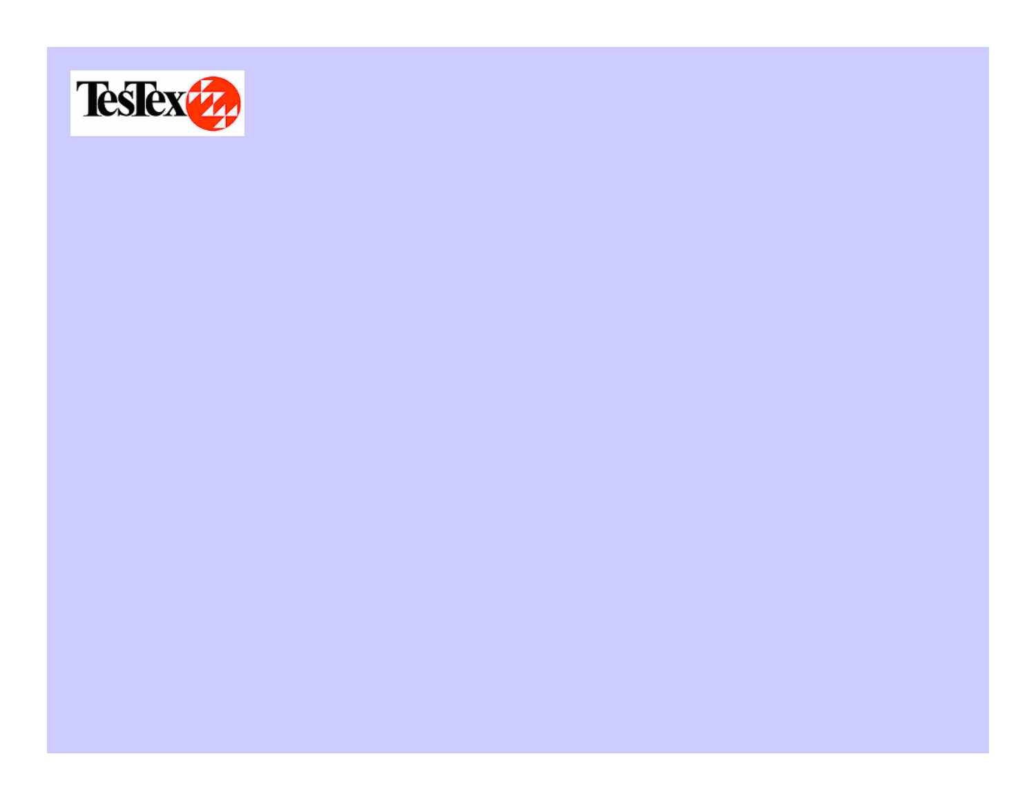TesTex